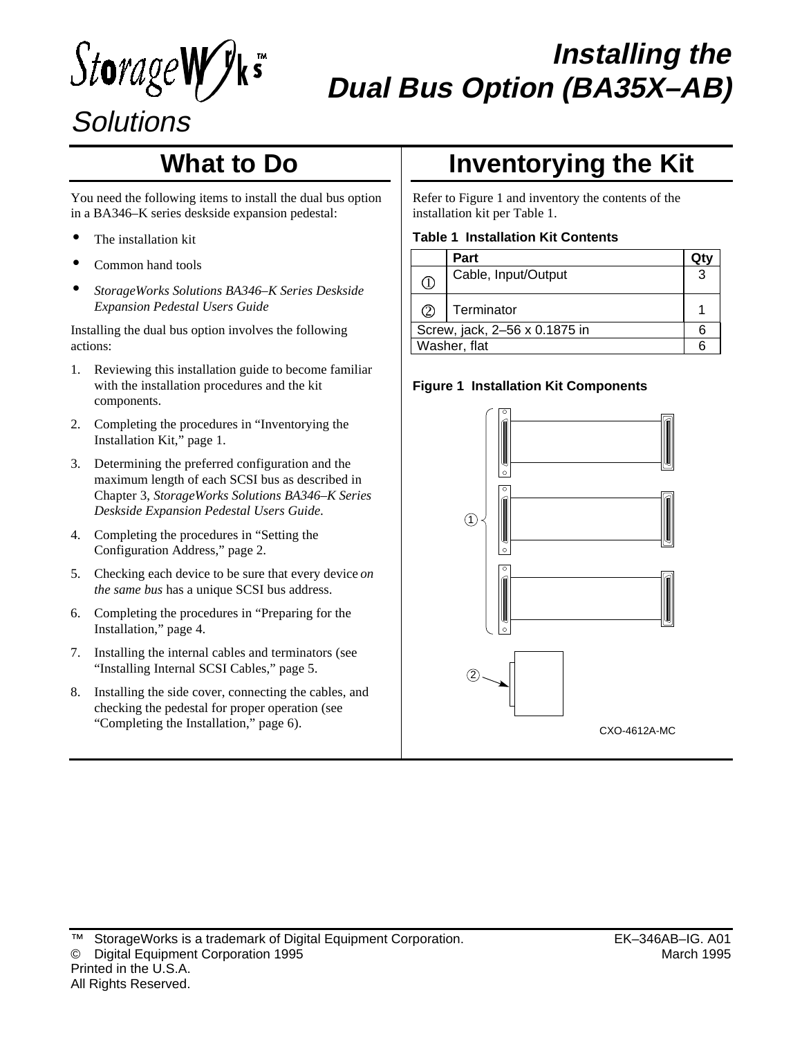# StorageWorks™ Solutions

# Installing the Dual Bus Option (BA35X–AB)

## What to Do

You need the following items to install the dual bus option in a BA346–K series deskside expansion pedestal:

- The installation kit
- Common hand tools
- *StorageWorks Solutions BA346–K Series Deskside Expansion Pedestal Users Guide*

Installing the dual bus option involves the following actions:

1. Reviewing this installation guide to become familiar with the installation procedures and the kit components.
2. Completing the procedures in “Inventorying the Installation Kit,” page 1.
3. Determining the preferred configuration and the maximum length of each SCSI bus as described in Chapter 3, *StorageWorks Solutions BA346–K Series Deskside Expansion Pedestal Users Guide.*
4. Completing the procedures in “Setting the Configuration Address,” page 2.
5. Checking each device to be sure that every device *on the same bus* has a unique SCSI bus address.
6. Completing the procedures in “Preparing for the Installation,” page 4.
7. Installing the internal cables and terminators (see “Installing Internal SCSI Cables,” page 5.
8. Installing the side cover, connecting the cables, and checking the pedestal for proper operation (see “Completing the Installation,” page 6).

## Inventorying the Kit

Refer to Figure 1 and inventory the contents of the installation kit per Table 1.

**Table 1 Installation Kit Contents**

| | Part | Qty |
|---|---|---|
| ① | Cable, Input/Output | 3 |
| ② | Terminator | 1 |
| Screw, jack, 2–56 x 0.1875 in | | 6 |
| Washer, flat | | 6 |

**Figure 1 Installation Kit Components**

CXO-4612A-MC

™ StorageWorks is a trademark of Digital Equipment Corporation.
© Digital Equipment Corporation 1995
Printed in the U.S.A.
All Rights Reserved.

EK–346AB–IG. A01
March 1995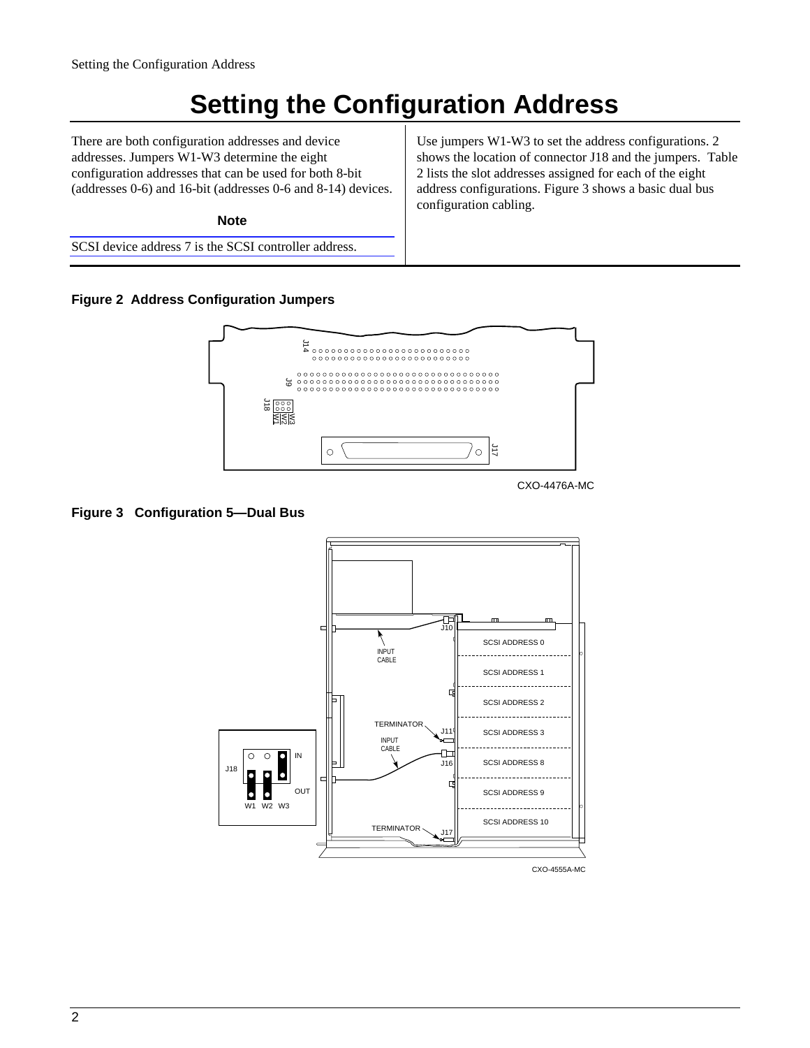# Setting the Configuration Address

There are both configuration addresses and device addresses. Jumpers W1-W3 determine the eight configuration addresses that can be used for both 8-bit (addresses 0-6) and 16-bit (addresses 0-6 and 8-14) devices.

**Note**

SCSI device address 7 is the SCSI controller address.

Use jumpers W1-W3 to set the address configurations. 2 shows the location of connector J18 and the jumpers. Table 2 lists the slot addresses assigned for each of the eight address configurations. Figure 3 shows a basic dual bus configuration cabling.

**Figure 2 Address Configuration Jumpers**

**Figure 3 Configuration 5—Dual Bus**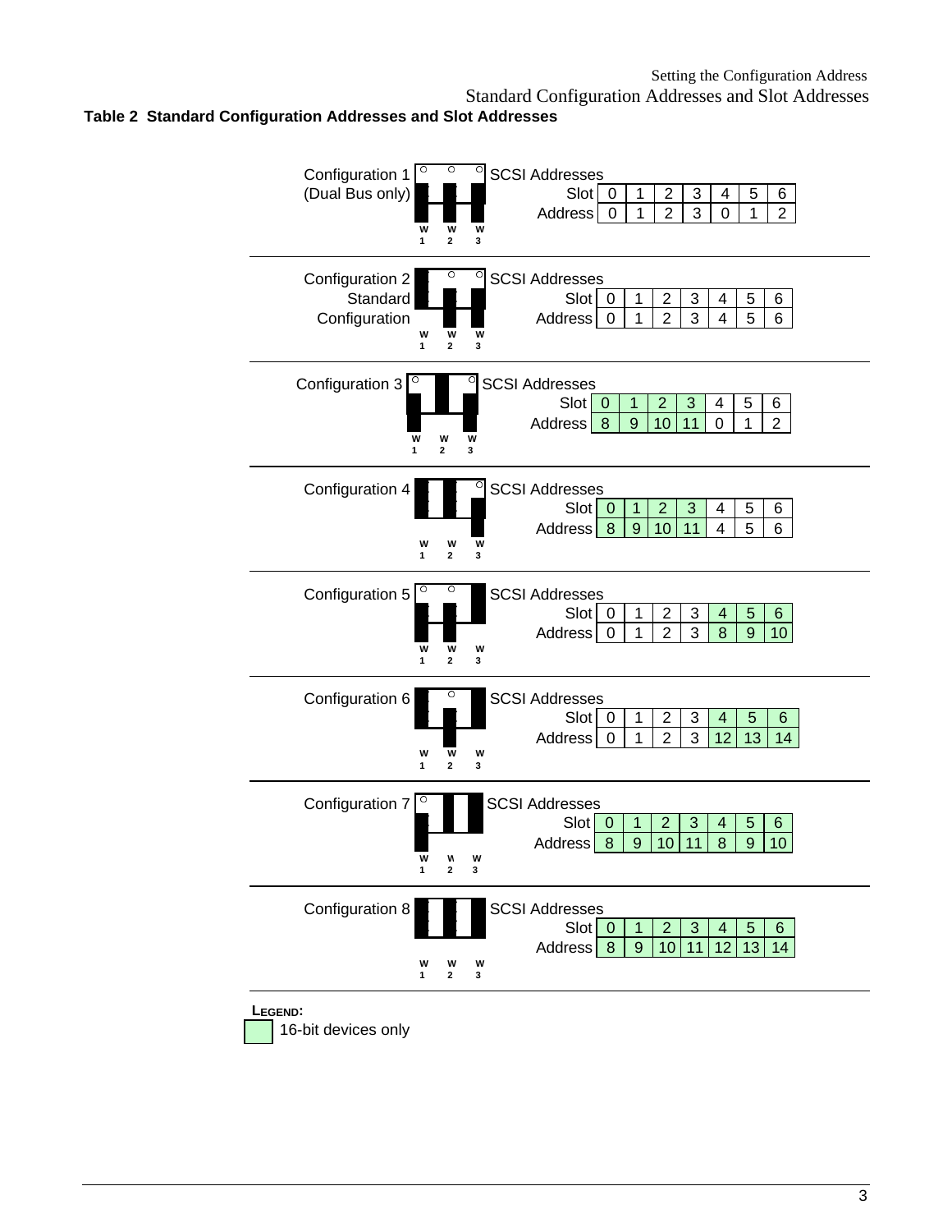**Table 2 Standard Configuration Addresses and Slot Addresses**

**Configuration 1 (Dual Bus only)** — SCSI Addresses

| Slot | 0 | 1 | 2 | 3 | 4 | 5 | 6 |
|---|---|---|---|---|---|---|---|
| Address | 0 | 1 | 2 | 3 | 0 | 1 | 2 |

**Configuration 2 Standard Configuration** — SCSI Addresses

| Slot | 0 | 1 | 2 | 3 | 4 | 5 | 6 |
|---|---|---|---|---|---|---|---|
| Address | 0 | 1 | 2 | 3 | 4 | 5 | 6 |

**Configuration 3** — SCSI Addresses

| Slot | 0 | 1 | 2 | 3 | 4 | 5 | 6 |
|---|---|---|---|---|---|---|---|
| Address | 8 | 9 | 10 | 11 | 0 | 1 | 2 |

**Configuration 4** — SCSI Addresses

| Slot | 0 | 1 | 2 | 3 | 4 | 5 | 6 |
|---|---|---|---|---|---|---|---|
| Address | 8 | 9 | 10 | 11 | 4 | 5 | 6 |

**Configuration 5** — SCSI Addresses

| Slot | 0 | 1 | 2 | 3 | 4 | 5 | 6 |
|---|---|---|---|---|---|---|---|
| Address | 0 | 1 | 2 | 3 | 8 | 9 | 10 |

**Configuration 6** — SCSI Addresses

| Slot | 0 | 1 | 2 | 3 | 4 | 5 | 6 |
|---|---|---|---|---|---|---|---|
| Address | 0 | 1 | 2 | 3 | 12 | 13 | 14 |

**Configuration 7** — SCSI Addresses

| Slot | 0 | 1 | 2 | 3 | 4 | 5 | 6 |
|---|---|---|---|---|---|---|---|
| Address | 8 | 9 | 10 | 11 | 8 | 9 | 10 |

**Configuration 8** — SCSI Addresses

| Slot | 0 | 1 | 2 | 3 | 4 | 5 | 6 |
|---|---|---|---|---|---|---|---|
| Address | 8 | 9 | 10 | 11 | 12 | 13 | 14 |

**LEGEND:**

(shaded) 16-bit devices only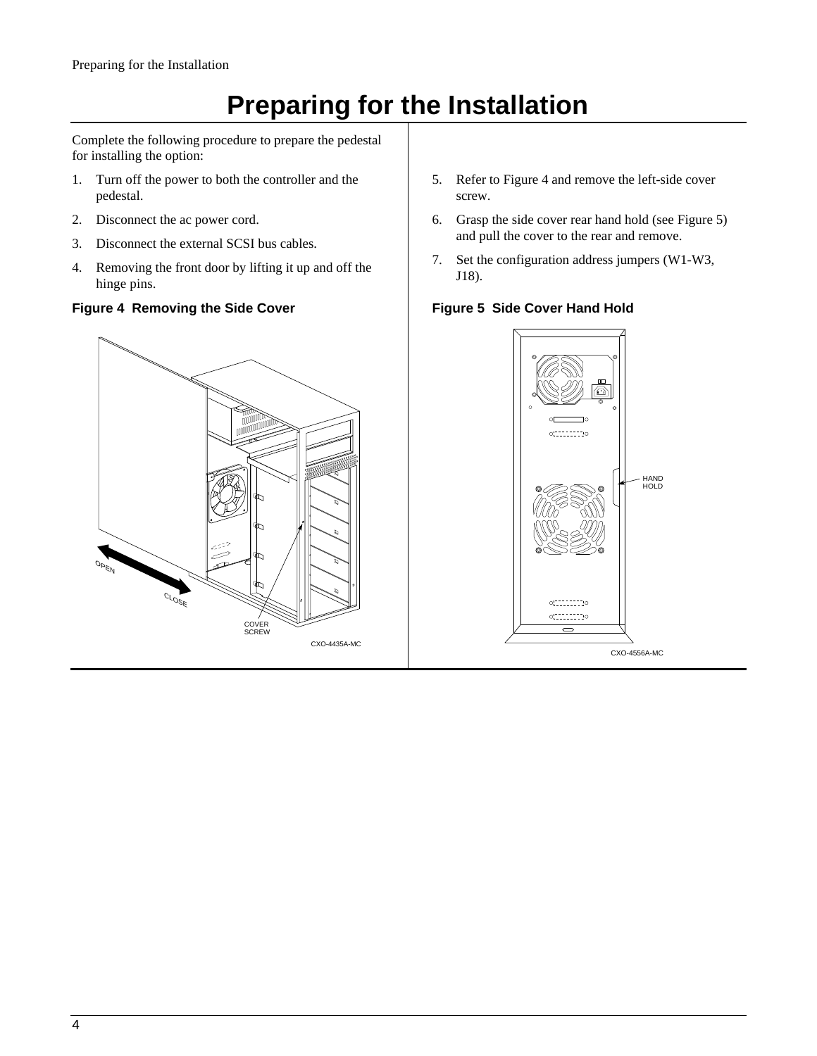# Preparing for the Installation

Complete the following procedure to prepare the pedestal for installing the option:

1. Turn off the power to both the controller and the pedestal.
2. Disconnect the ac power cord.
3. Disconnect the external SCSI bus cables.
4. Removing the front door by lifting it up and off the hinge pins.

**Figure 4 Removing the Side Cover**

5. Refer to Figure 4 and remove the left-side cover screw.
6. Grasp the side cover rear hand hold (see Figure 5) and pull the cover to the rear and remove.
7. Set the configuration address jumpers (W1-W3, J18).

**Figure 5 Side Cover Hand Hold**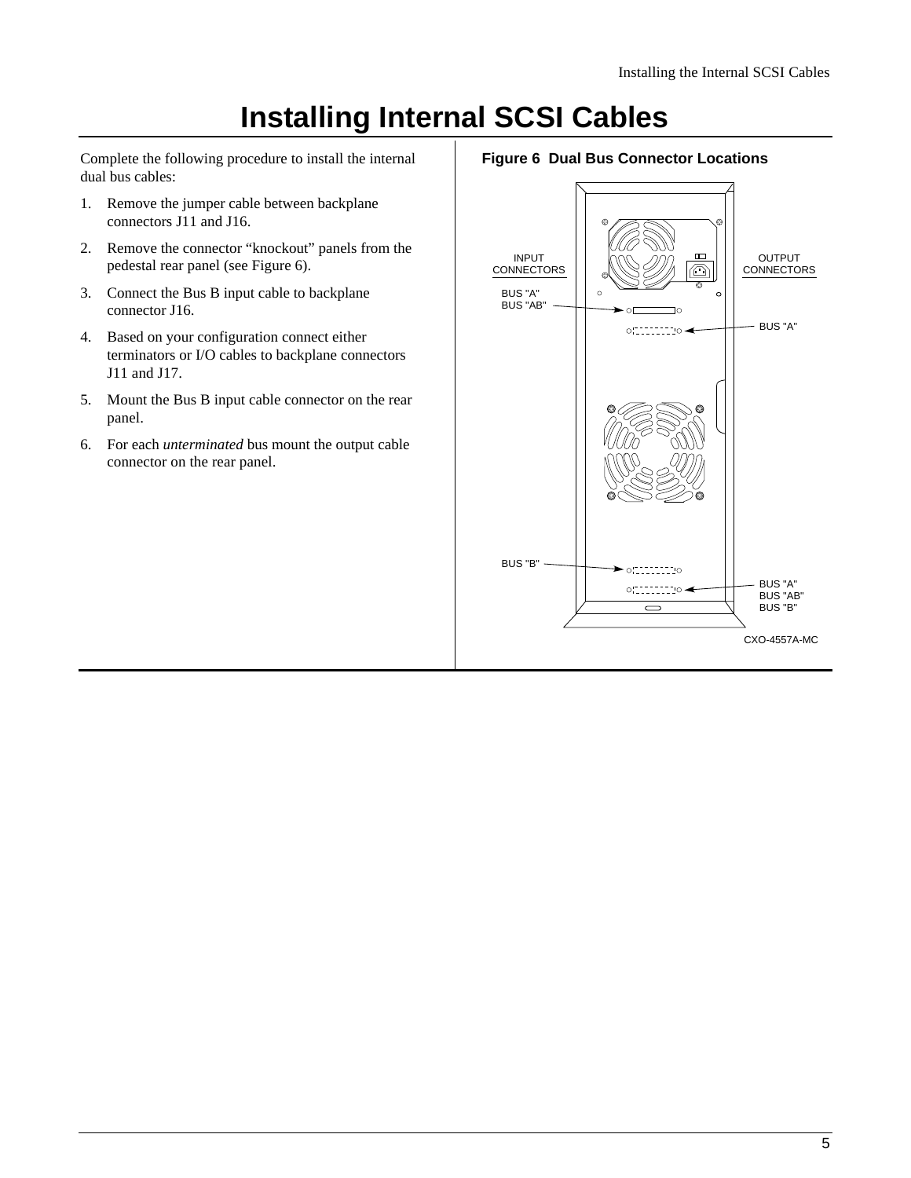# Installing Internal SCSI Cables

Complete the following procedure to install the internal dual bus cables:

1. Remove the jumper cable between backplane connectors J11 and J16.
2. Remove the connector “knockout” panels from the pedestal rear panel (see Figure 6).
3. Connect the Bus B input cable to backplane connector J16.
4. Based on your configuration connect either terminators or I/O cables to backplane connectors J11 and J17.
5. Mount the Bus B input cable connector on the rear panel.
6. For each *unterminated* bus mount the output cable connector on the rear panel.

**Figure 6 Dual Bus Connector Locations**

INPUT CONNECTORS

OUTPUT CONNECTORS

BUS "A"
BUS "AB"

BUS "A"

BUS "B"

BUS "A"
BUS "AB"
BUS "B"

CXO-4557A-MC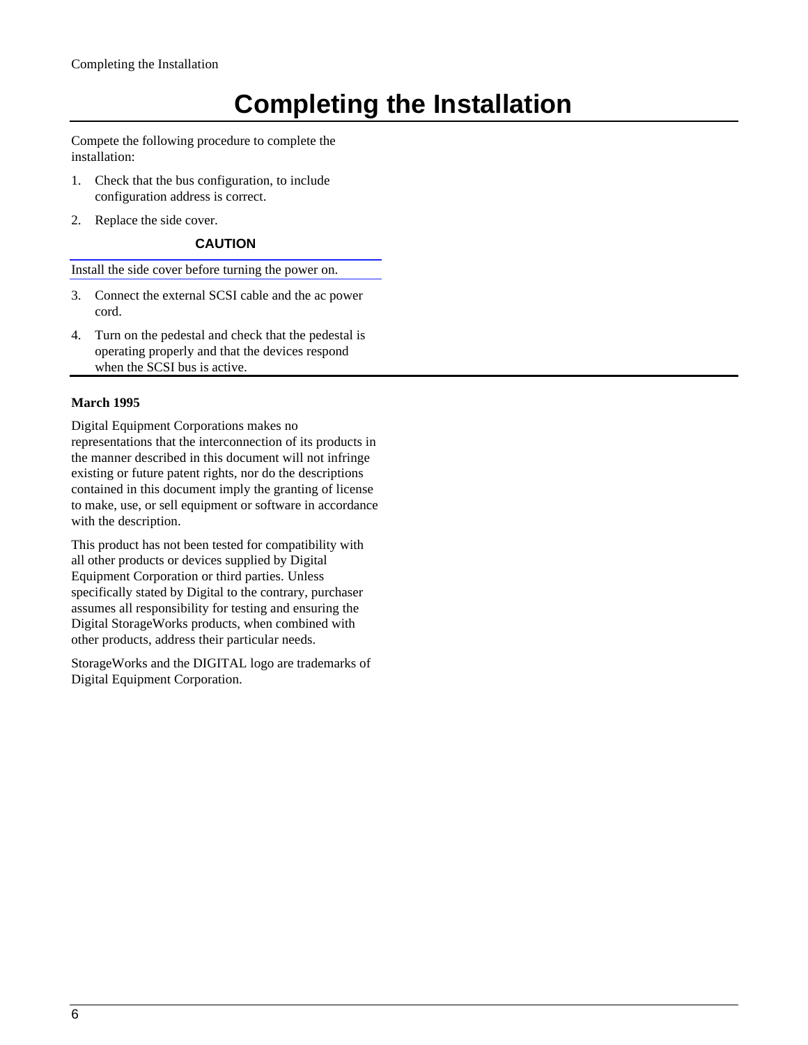# Completing the Installation

Compete the following procedure to complete the installation:

1. Check that the bus configuration, to include configuration address is correct.
2. Replace the side cover.

**CAUTION**

Install the side cover before turning the power on.

3. Connect the external SCSI cable and the ac power cord.
4. Turn on the pedestal and check that the pedestal is operating properly and that the devices respond when the SCSI bus is active.

**March 1995**

Digital Equipment Corporations makes no representations that the interconnection of its products in the manner described in this document will not infringe existing or future patent rights, nor do the descriptions contained in this document imply the granting of license to make, use, or sell equipment or software in accordance with the description.

This product has not been tested for compatibility with all other products or devices supplied by Digital Equipment Corporation or third parties. Unless specifically stated by Digital to the contrary, purchaser assumes all responsibility for testing and ensuring the Digital StorageWorks products, when combined with other products, address their particular needs.

StorageWorks and the DIGITAL logo are trademarks of Digital Equipment Corporation.